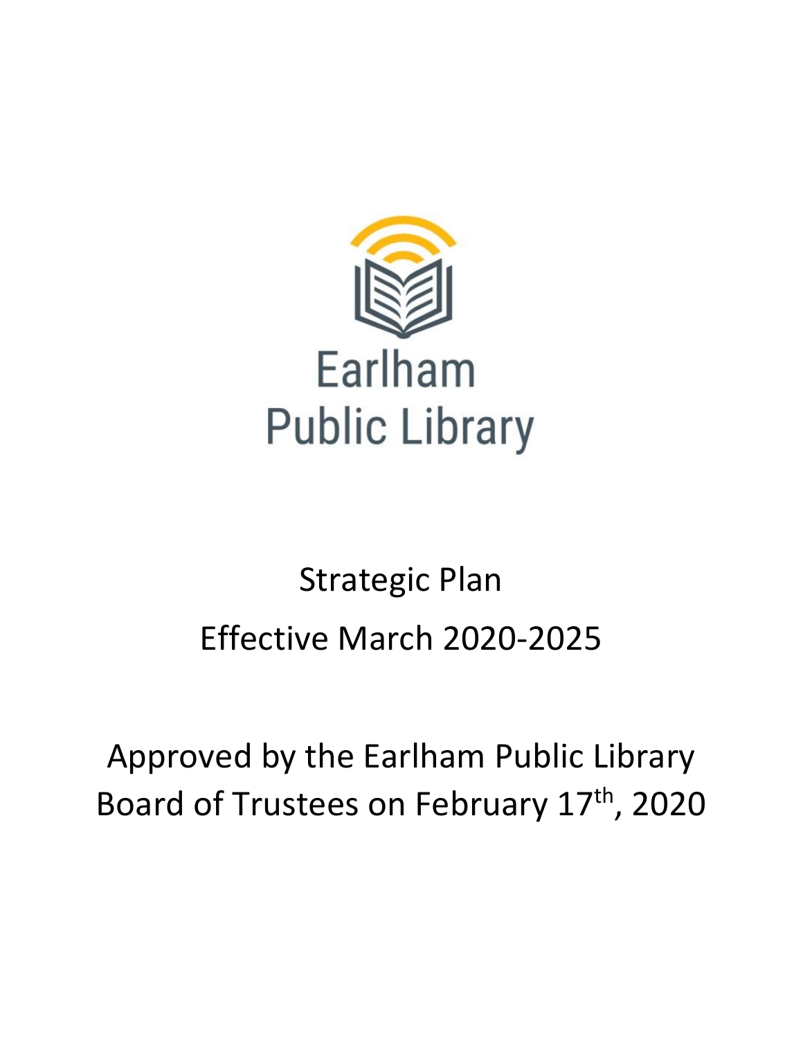Earlham
Public Library

# Strategic Plan

## Effective March 2020-2025

Approved by the Earlham Public Library Board of Trustees on February 17th, 2020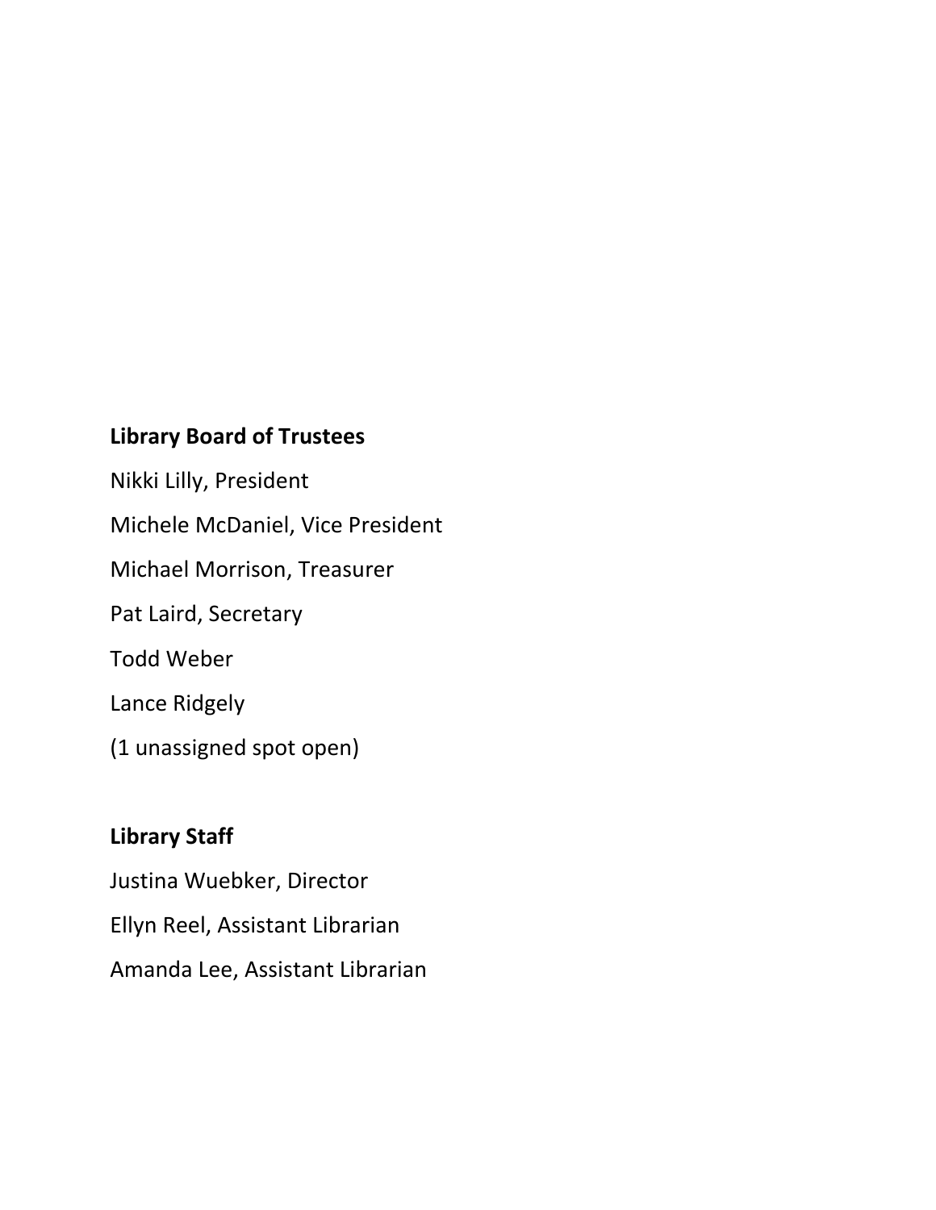**Library Board of Trustees**

Nikki Lilly, President

Michele McDaniel, Vice President

Michael Morrison, Treasurer

Pat Laird, Secretary

Todd Weber

Lance Ridgely

(1 unassigned spot open)

**Library Staff**

Justina Wuebker, Director

Ellyn Reel, Assistant Librarian

Amanda Lee, Assistant Librarian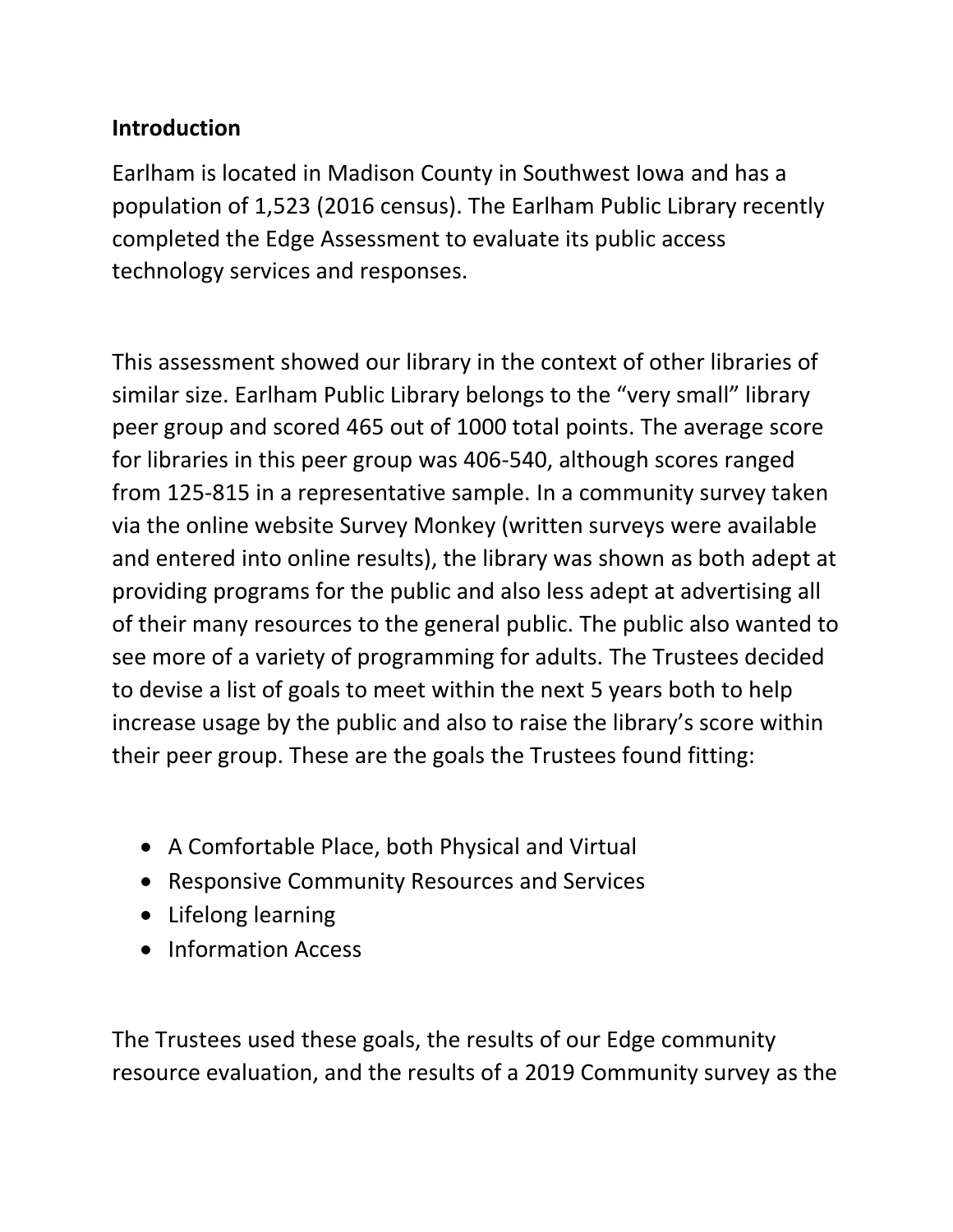**Introduction**

Earlham is located in Madison County in Southwest Iowa and has a population of 1,523 (2016 census). The Earlham Public Library recently completed the Edge Assessment to evaluate its public access technology services and responses.

This assessment showed our library in the context of other libraries of similar size. Earlham Public Library belongs to the "very small" library peer group and scored 465 out of 1000 total points. The average score for libraries in this peer group was 406-540, although scores ranged from 125-815 in a representative sample. In a community survey taken via the online website Survey Monkey (written surveys were available and entered into online results), the library was shown as both adept at providing programs for the public and also less adept at advertising all of their many resources to the general public. The public also wanted to see more of a variety of programming for adults. The Trustees decided to devise a list of goals to meet within the next 5 years both to help increase usage by the public and also to raise the library's score within their peer group. These are the goals the Trustees found fitting:

- A Comfortable Place, both Physical and Virtual
- Responsive Community Resources and Services
- Lifelong learning
- Information Access

The Trustees used these goals, the results of our Edge community resource evaluation, and the results of a 2019 Community survey as the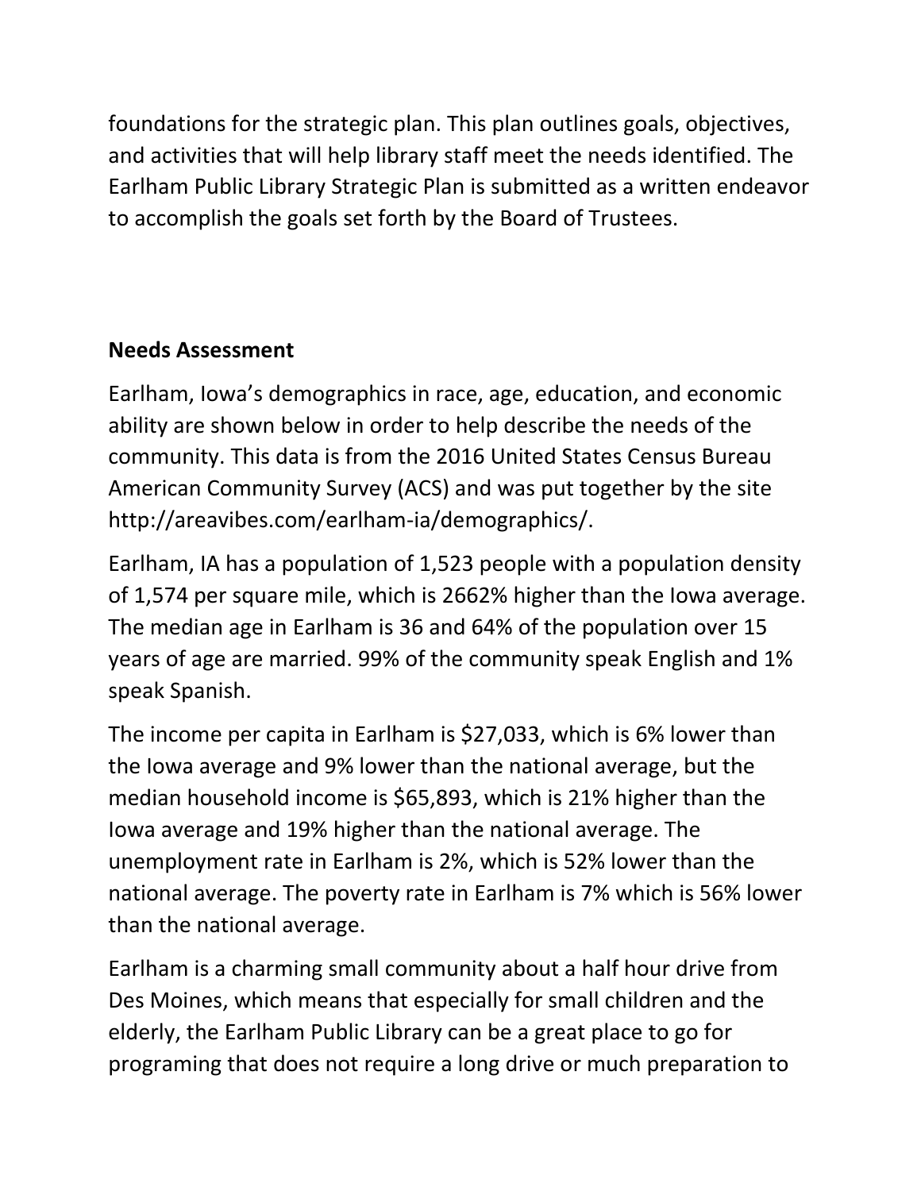foundations for the strategic plan. This plan outlines goals, objectives, and activities that will help library staff meet the needs identified. The Earlham Public Library Strategic Plan is submitted as a written endeavor to accomplish the goals set forth by the Board of Trustees.

## Needs Assessment

Earlham, Iowa's demographics in race, age, education, and economic ability are shown below in order to help describe the needs of the community. This data is from the 2016 United States Census Bureau American Community Survey (ACS) and was put together by the site http://areavibes.com/earlham-ia/demographics/.

Earlham, IA has a population of 1,523 people with a population density of 1,574 per square mile, which is 2662% higher than the Iowa average. The median age in Earlham is 36 and 64% of the population over 15 years of age are married. 99% of the community speak English and 1% speak Spanish.

The income per capita in Earlham is $27,033, which is 6% lower than the Iowa average and 9% lower than the national average, but the median household income is $65,893, which is 21% higher than the Iowa average and 19% higher than the national average. The unemployment rate in Earlham is 2%, which is 52% lower than the national average. The poverty rate in Earlham is 7% which is 56% lower than the national average.

Earlham is a charming small community about a half hour drive from Des Moines, which means that especially for small children and the elderly, the Earlham Public Library can be a great place to go for programing that does not require a long drive or much preparation to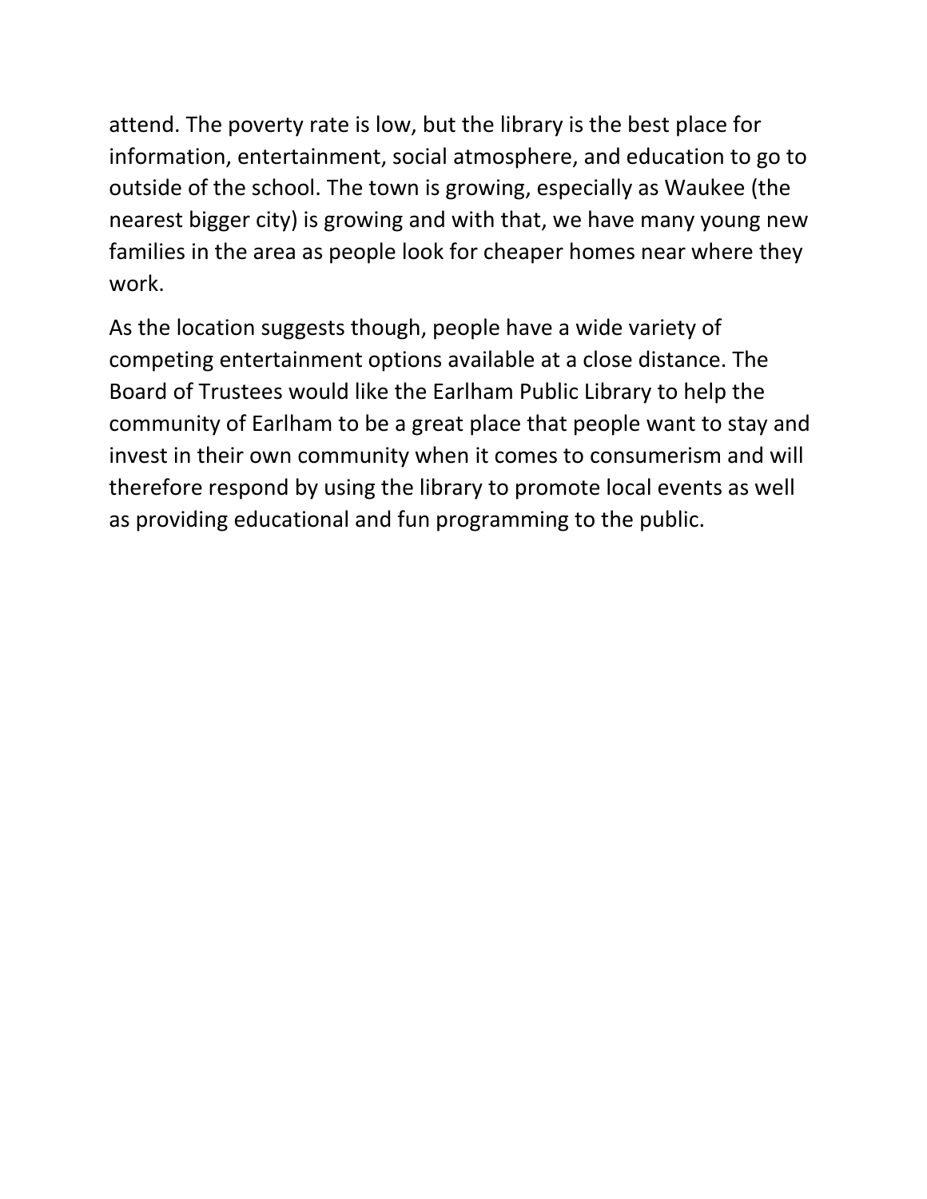attend. The poverty rate is low, but the library is the best place for information, entertainment, social atmosphere, and education to go to outside of the school. The town is growing, especially as Waukee (the nearest bigger city) is growing and with that, we have many young new families in the area as people look for cheaper homes near where they work.

As the location suggests though, people have a wide variety of competing entertainment options available at a close distance. The Board of Trustees would like the Earlham Public Library to help the community of Earlham to be a great place that people want to stay and invest in their own community when it comes to consumerism and will therefore respond by using the library to promote local events as well as providing educational and fun programming to the public.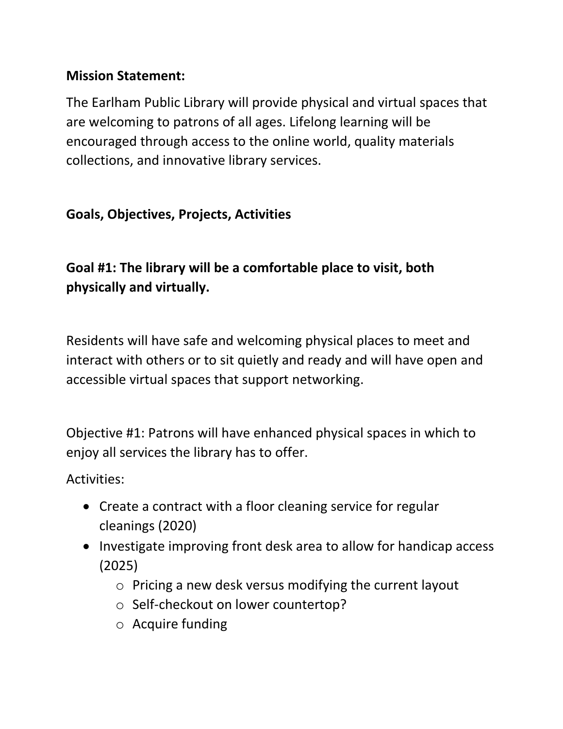**Mission Statement:**

The Earlham Public Library will provide physical and virtual spaces that are welcoming to patrons of all ages. Lifelong learning will be encouraged through access to the online world, quality materials collections, and innovative library services.

**Goals, Objectives, Projects, Activities**

## Goal #1: The library will be a comfortable place to visit, both physically and virtually.

Residents will have safe and welcoming physical places to meet and interact with others or to sit quietly and ready and will have open and accessible virtual spaces that support networking.

Objective #1: Patrons will have enhanced physical spaces in which to enjoy all services the library has to offer.

Activities:

- Create a contract with a floor cleaning service for regular cleanings (2020)
- Investigate improving front desk area to allow for handicap access (2025)
  - Pricing a new desk versus modifying the current layout
  - Self-checkout on lower countertop?
  - Acquire funding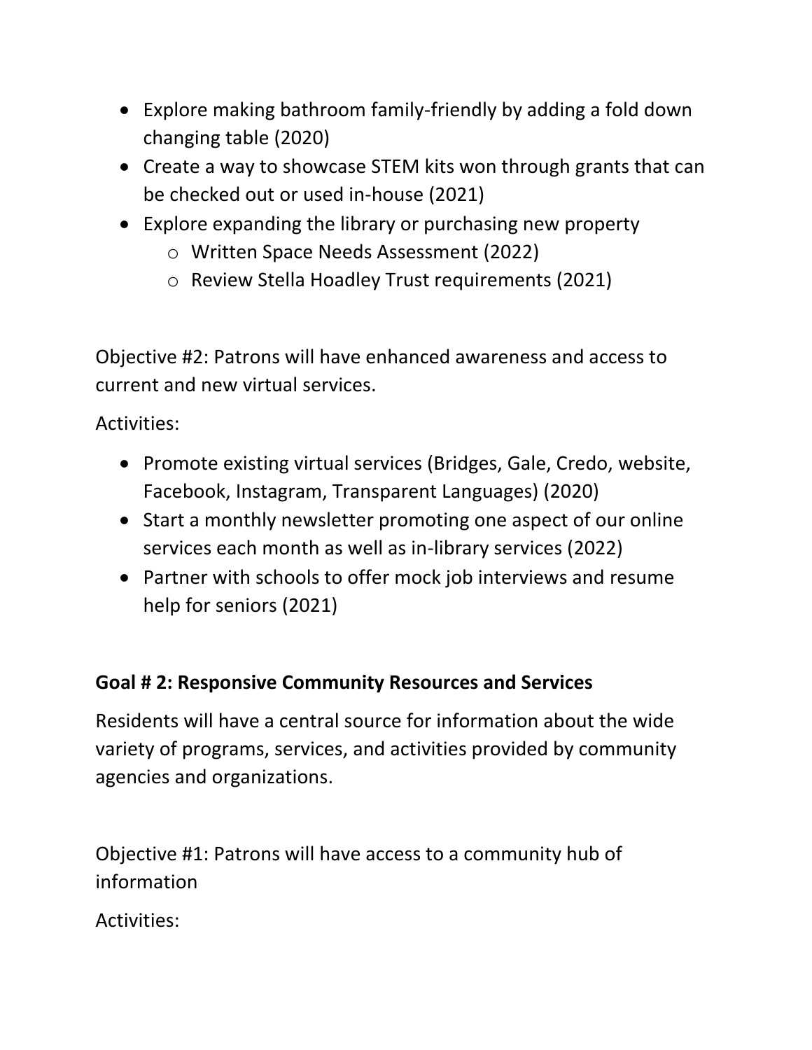- Explore making bathroom family-friendly by adding a fold down changing table (2020)
- Create a way to showcase STEM kits won through grants that can be checked out or used in-house (2021)
- Explore expanding the library or purchasing new property
    - Written Space Needs Assessment (2022)
    - Review Stella Hoadley Trust requirements (2021)

Objective #2: Patrons will have enhanced awareness and access to current and new virtual services.

Activities:

- Promote existing virtual services (Bridges, Gale, Credo, website, Facebook, Instagram, Transparent Languages) (2020)
- Start a monthly newsletter promoting one aspect of our online services each month as well as in-library services (2022)
- Partner with schools to offer mock job interviews and resume help for seniors (2021)

**Goal # 2: Responsive Community Resources and Services**

Residents will have a central source for information about the wide variety of programs, services, and activities provided by community agencies and organizations.

Objective #1: Patrons will have access to a community hub of information

Activities: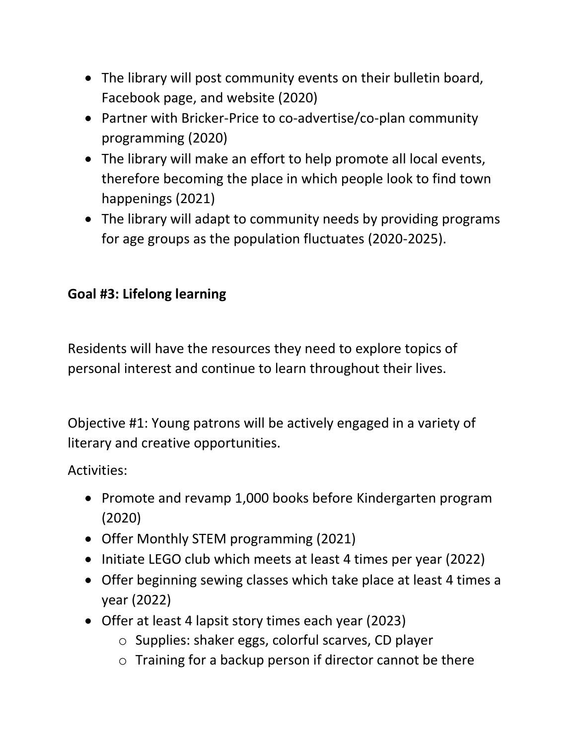- The library will post community events on their bulletin board, Facebook page, and website (2020)
- Partner with Bricker-Price to co-advertise/co-plan community programming (2020)
- The library will make an effort to help promote all local events, therefore becoming the place in which people look to find town happenings (2021)
- The library will adapt to community needs by providing programs for age groups as the population fluctuates (2020-2025).

**Goal #3: Lifelong learning**

Residents will have the resources they need to explore topics of personal interest and continue to learn throughout their lives.

Objective #1: Young patrons will be actively engaged in a variety of literary and creative opportunities.

Activities:

- Promote and revamp 1,000 books before Kindergarten program (2020)
- Offer Monthly STEM programming (2021)
- Initiate LEGO club which meets at least 4 times per year (2022)
- Offer beginning sewing classes which take place at least 4 times a year (2022)
- Offer at least 4 lapsit story times each year (2023)
  - Supplies: shaker eggs, colorful scarves, CD player
  - Training for a backup person if director cannot be there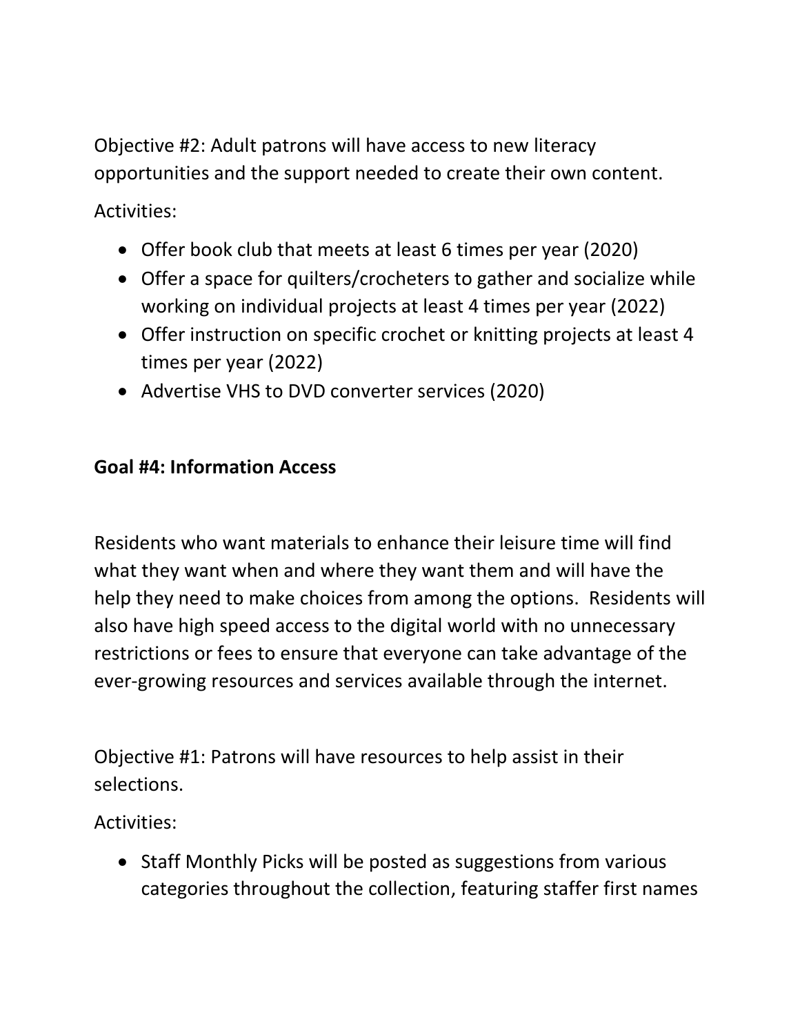Objective #2: Adult patrons will have access to new literacy opportunities and the support needed to create their own content.

Activities:

- Offer book club that meets at least 6 times per year (2020)
- Offer a space for quilters/crocheters to gather and socialize while working on individual projects at least 4 times per year (2022)
- Offer instruction on specific crochet or knitting projects at least 4 times per year (2022)
- Advertise VHS to DVD converter services (2020)

**Goal #4: Information Access**

Residents who want materials to enhance their leisure time will find what they want when and where they want them and will have the help they need to make choices from among the options. Residents will also have high speed access to the digital world with no unnecessary restrictions or fees to ensure that everyone can take advantage of the ever-growing resources and services available through the internet.

Objective #1: Patrons will have resources to help assist in their selections.

Activities:

- Staff Monthly Picks will be posted as suggestions from various categories throughout the collection, featuring staffer first names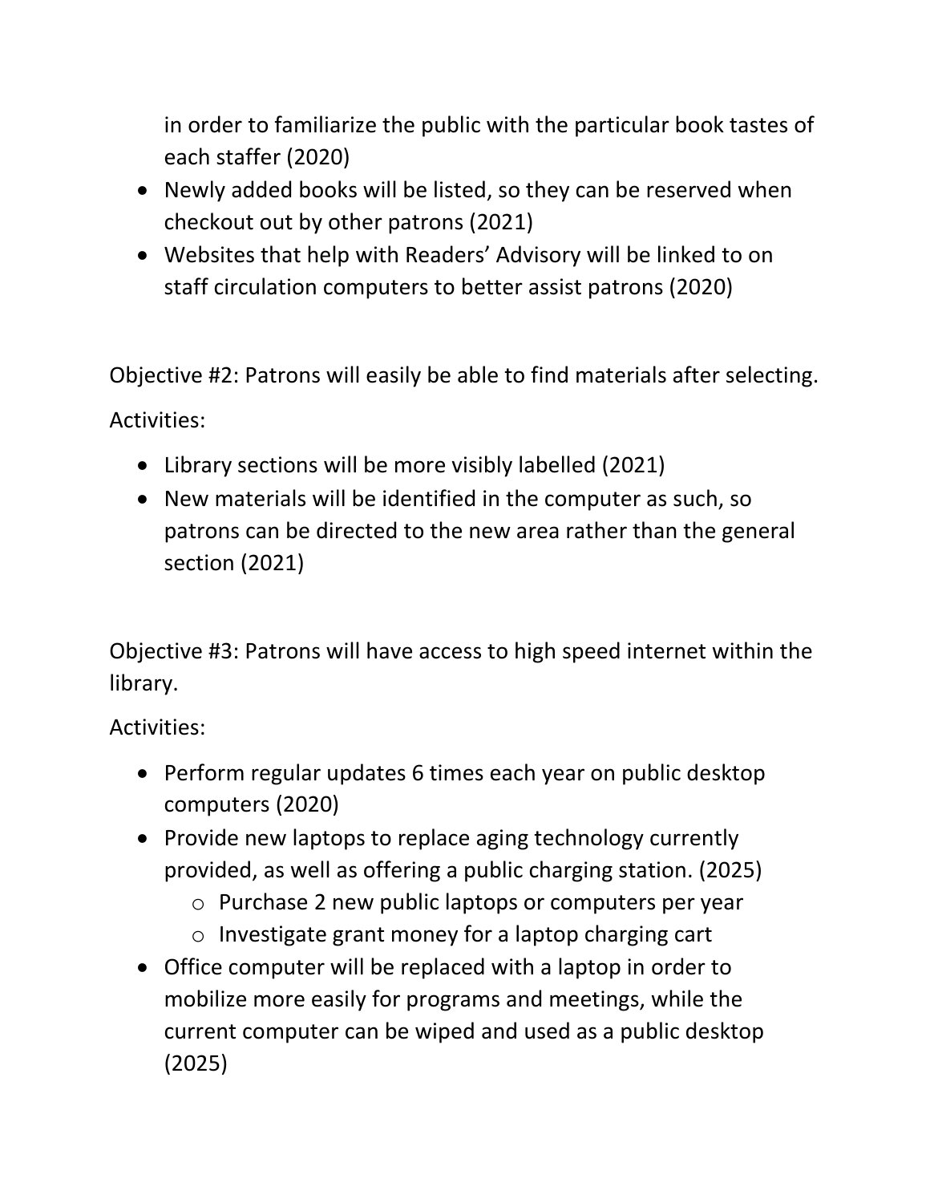in order to familiarize the public with the particular book tastes of each staffer (2020)

- Newly added books will be listed, so they can be reserved when checkout out by other patrons (2021)
- Websites that help with Readers' Advisory will be linked to on staff circulation computers to better assist patrons (2020)

Objective #2: Patrons will easily be able to find materials after selecting.

Activities:

- Library sections will be more visibly labelled (2021)
- New materials will be identified in the computer as such, so patrons can be directed to the new area rather than the general section (2021)

Objective #3: Patrons will have access to high speed internet within the library.

Activities:

- Perform regular updates 6 times each year on public desktop computers (2020)
- Provide new laptops to replace aging technology currently provided, as well as offering a public charging station. (2025)
  - Purchase 2 new public laptops or computers per year
  - Investigate grant money for a laptop charging cart
- Office computer will be replaced with a laptop in order to mobilize more easily for programs and meetings, while the current computer can be wiped and used as a public desktop (2025)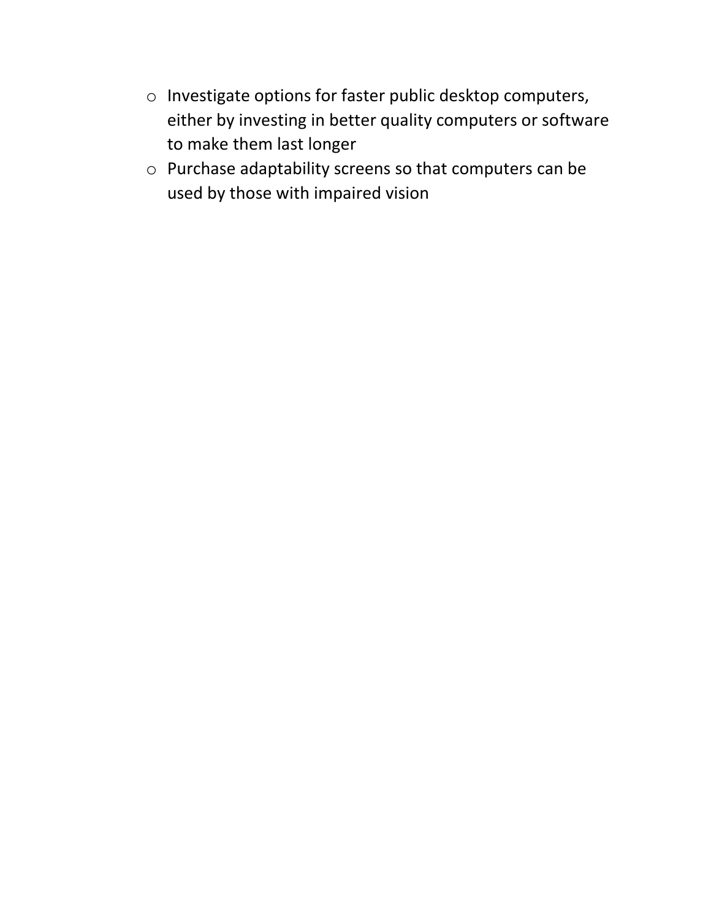- Investigate options for faster public desktop computers, either by investing in better quality computers or software to make them last longer
- Purchase adaptability screens so that computers can be used by those with impaired vision